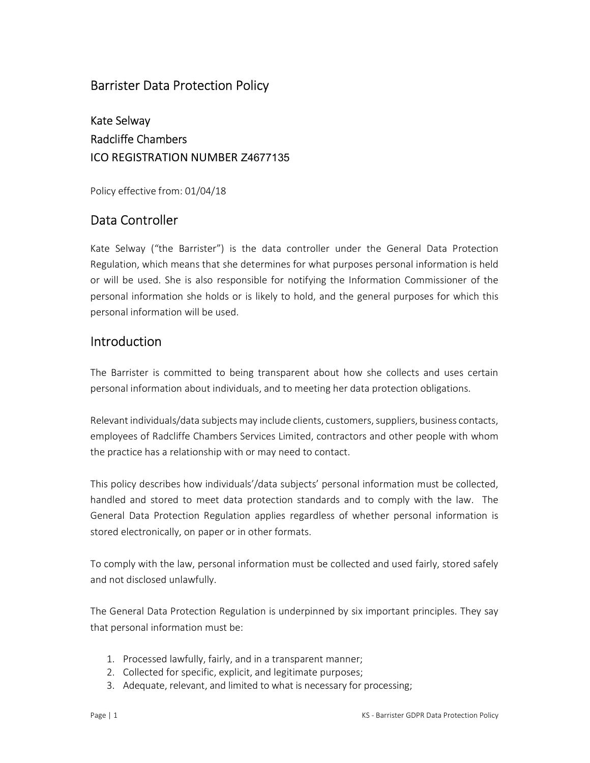# Barrister Data Protection Policy

## Kate Selway
## Radcliffe Chambers
## ICO REGISTRATION NUMBER Z4677135

Policy effective from: 01/04/18

## Data Controller

Kate Selway ("the Barrister") is the data controller under the General Data Protection Regulation, which means that she determines for what purposes personal information is held or will be used. She is also responsible for notifying the Information Commissioner of the personal information she holds or is likely to hold, and the general purposes for which this personal information will be used.

## Introduction

The Barrister is committed to being transparent about how she collects and uses certain personal information about individuals, and to meeting her data protection obligations.

Relevant individuals/data subjects may include clients, customers, suppliers, business contacts, employees of Radcliffe Chambers Services Limited, contractors and other people with whom the practice has a relationship with or may need to contact.

This policy describes how individuals'/data subjects' personal information must be collected, handled and stored to meet data protection standards and to comply with the law. The General Data Protection Regulation applies regardless of whether personal information is stored electronically, on paper or in other formats.

To comply with the law, personal information must be collected and used fairly, stored safely and not disclosed unlawfully.

The General Data Protection Regulation is underpinned by six important principles. They say that personal information must be:

1. Processed lawfully, fairly, and in a transparent manner;
2. Collected for specific, explicit, and legitimate purposes;
3. Adequate, relevant, and limited to what is necessary for processing;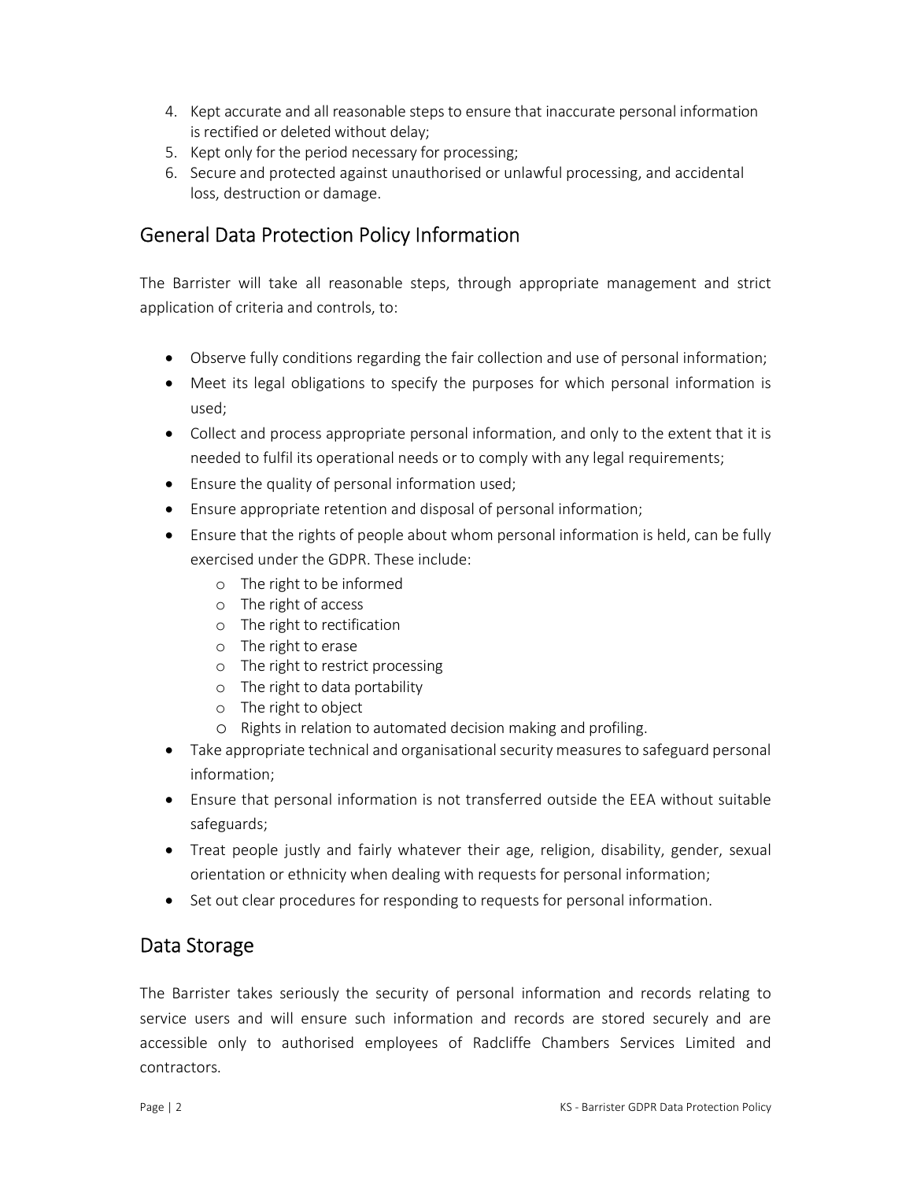4. Kept accurate and all reasonable steps to ensure that inaccurate personal information is rectified or deleted without delay;
5. Kept only for the period necessary for processing;
6. Secure and protected against unauthorised or unlawful processing, and accidental loss, destruction or damage.

## General Data Protection Policy Information

The Barrister will take all reasonable steps, through appropriate management and strict application of criteria and controls, to:

- Observe fully conditions regarding the fair collection and use of personal information;
- Meet its legal obligations to specify the purposes for which personal information is used;
- Collect and process appropriate personal information, and only to the extent that it is needed to fulfil its operational needs or to comply with any legal requirements;
- Ensure the quality of personal information used;
- Ensure appropriate retention and disposal of personal information;
- Ensure that the rights of people about whom personal information is held, can be fully exercised under the GDPR. These include:
  - The right to be informed
  - The right of access
  - The right to rectification
  - The right to erase
  - The right to restrict processing
  - The right to data portability
  - The right to object
  - Rights in relation to automated decision making and profiling.
- Take appropriate technical and organisational security measures to safeguard personal information;
- Ensure that personal information is not transferred outside the EEA without suitable safeguards;
- Treat people justly and fairly whatever their age, religion, disability, gender, sexual orientation or ethnicity when dealing with requests for personal information;
- Set out clear procedures for responding to requests for personal information.

## Data Storage

The Barrister takes seriously the security of personal information and records relating to service users and will ensure such information and records are stored securely and are accessible only to authorised employees of Radcliffe Chambers Services Limited and contractors.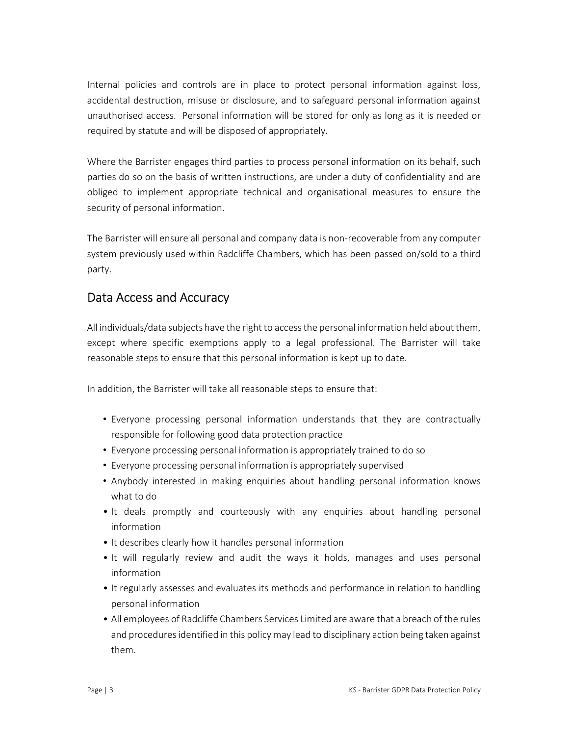Internal policies and controls are in place to protect personal information against loss, accidental destruction, misuse or disclosure, and to safeguard personal information against unauthorised access. Personal information will be stored for only as long as it is needed or required by statute and will be disposed of appropriately.

Where the Barrister engages third parties to process personal information on its behalf, such parties do so on the basis of written instructions, are under a duty of confidentiality and are obliged to implement appropriate technical and organisational measures to ensure the security of personal information.

The Barrister will ensure all personal and company data is non-recoverable from any computer system previously used within Radcliffe Chambers, which has been passed on/sold to a third party.

## Data Access and Accuracy

All individuals/data subjects have the right to access the personal information held about them, except where specific exemptions apply to a legal professional. The Barrister will take reasonable steps to ensure that this personal information is kept up to date.

In addition, the Barrister will take all reasonable steps to ensure that:

- Everyone processing personal information understands that they are contractually responsible for following good data protection practice
- Everyone processing personal information is appropriately trained to do so
- Everyone processing personal information is appropriately supervised
- Anybody interested in making enquiries about handling personal information knows what to do
- It deals promptly and courteously with any enquiries about handling personal information
- It describes clearly how it handles personal information
- It will regularly review and audit the ways it holds, manages and uses personal information
- It regularly assesses and evaluates its methods and performance in relation to handling personal information
- All employees of Radcliffe Chambers Services Limited are aware that a breach of the rules and procedures identified in this policy may lead to disciplinary action being taken against them.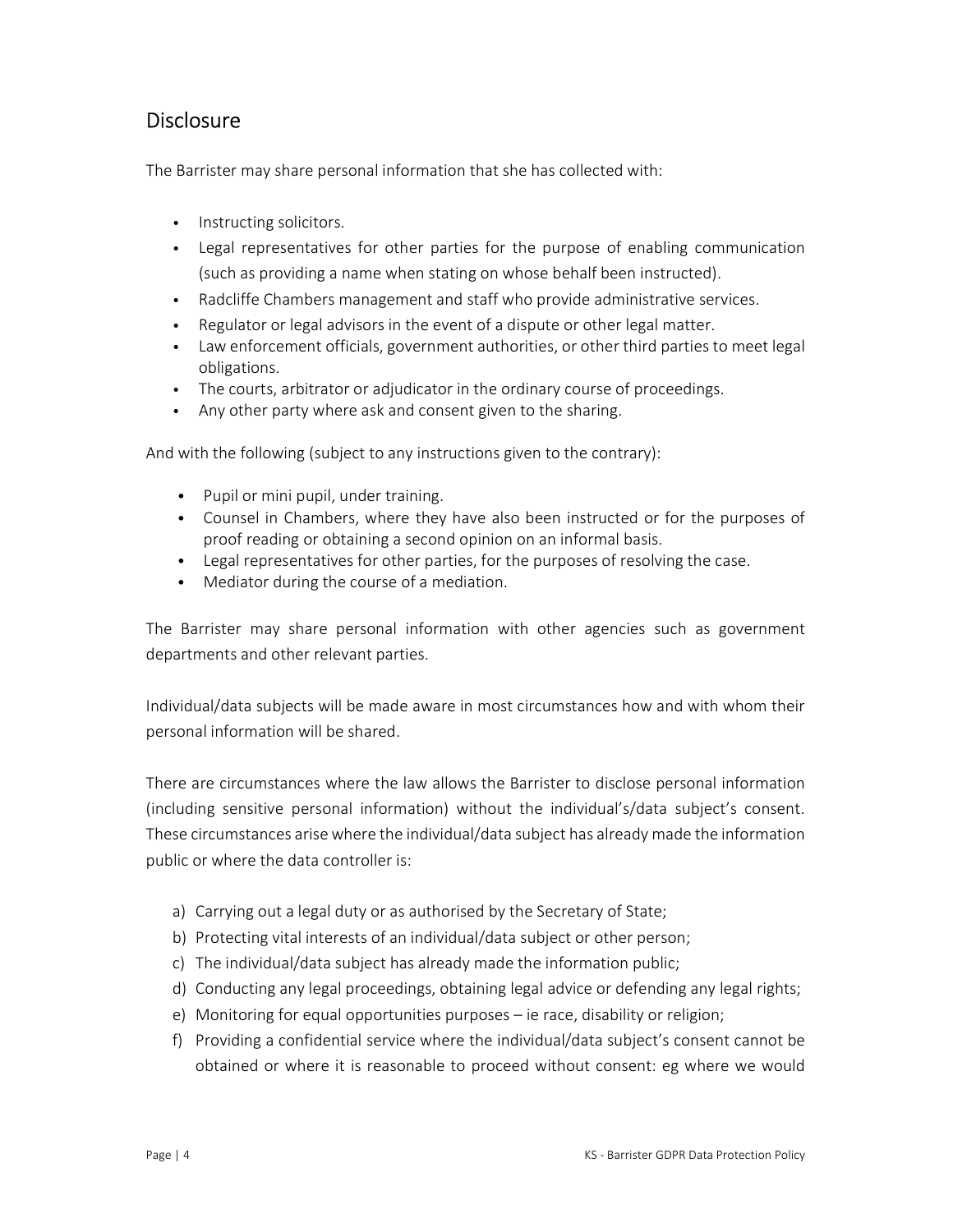## Disclosure

The Barrister may share personal information that she has collected with:

- Instructing solicitors.
- Legal representatives for other parties for the purpose of enabling communication (such as providing a name when stating on whose behalf been instructed).
- Radcliffe Chambers management and staff who provide administrative services.
- Regulator or legal advisors in the event of a dispute or other legal matter.
- Law enforcement officials, government authorities, or other third parties to meet legal obligations.
- The courts, arbitrator or adjudicator in the ordinary course of proceedings.
- Any other party where ask and consent given to the sharing.

And with the following (subject to any instructions given to the contrary):

- Pupil or mini pupil, under training.
- Counsel in Chambers, where they have also been instructed or for the purposes of proof reading or obtaining a second opinion on an informal basis.
- Legal representatives for other parties, for the purposes of resolving the case.
- Mediator during the course of a mediation.

The Barrister may share personal information with other agencies such as government departments and other relevant parties.

Individual/data subjects will be made aware in most circumstances how and with whom their personal information will be shared.

There are circumstances where the law allows the Barrister to disclose personal information (including sensitive personal information) without the individual's/data subject's consent. These circumstances arise where the individual/data subject has already made the information public or where the data controller is:

a) Carrying out a legal duty or as authorised by the Secretary of State;
b) Protecting vital interests of an individual/data subject or other person;
c) The individual/data subject has already made the information public;
d) Conducting any legal proceedings, obtaining legal advice or defending any legal rights;
e) Monitoring for equal opportunities purposes – ie race, disability or religion;
f) Providing a confidential service where the individual/data subject's consent cannot be obtained or where it is reasonable to proceed without consent: eg where we would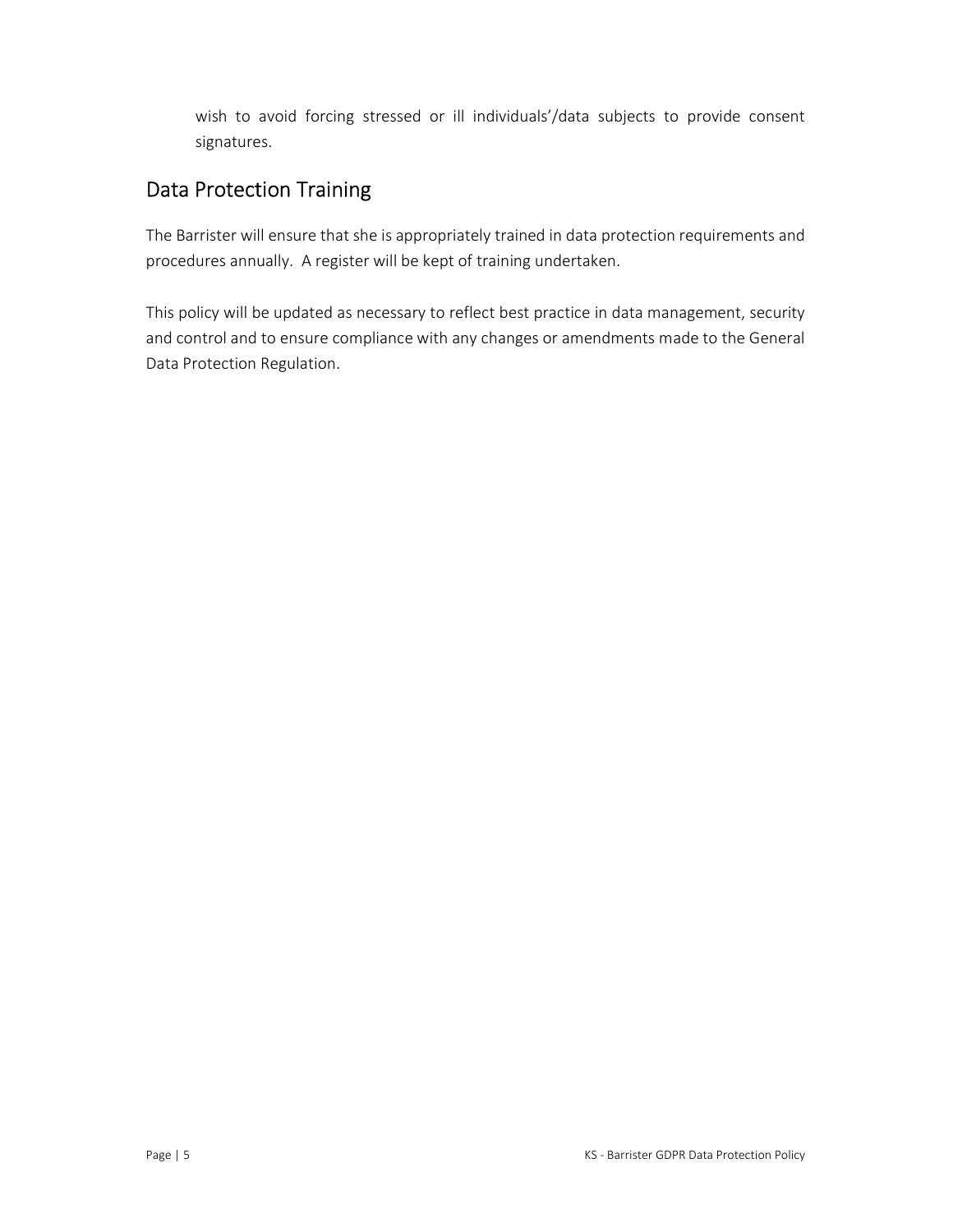wish to avoid forcing stressed or ill individuals'/data subjects to provide consent signatures.

## Data Protection Training

The Barrister will ensure that she is appropriately trained in data protection requirements and procedures annually. A register will be kept of training undertaken.

This policy will be updated as necessary to reflect best practice in data management, security and control and to ensure compliance with any changes or amendments made to the General Data Protection Regulation.